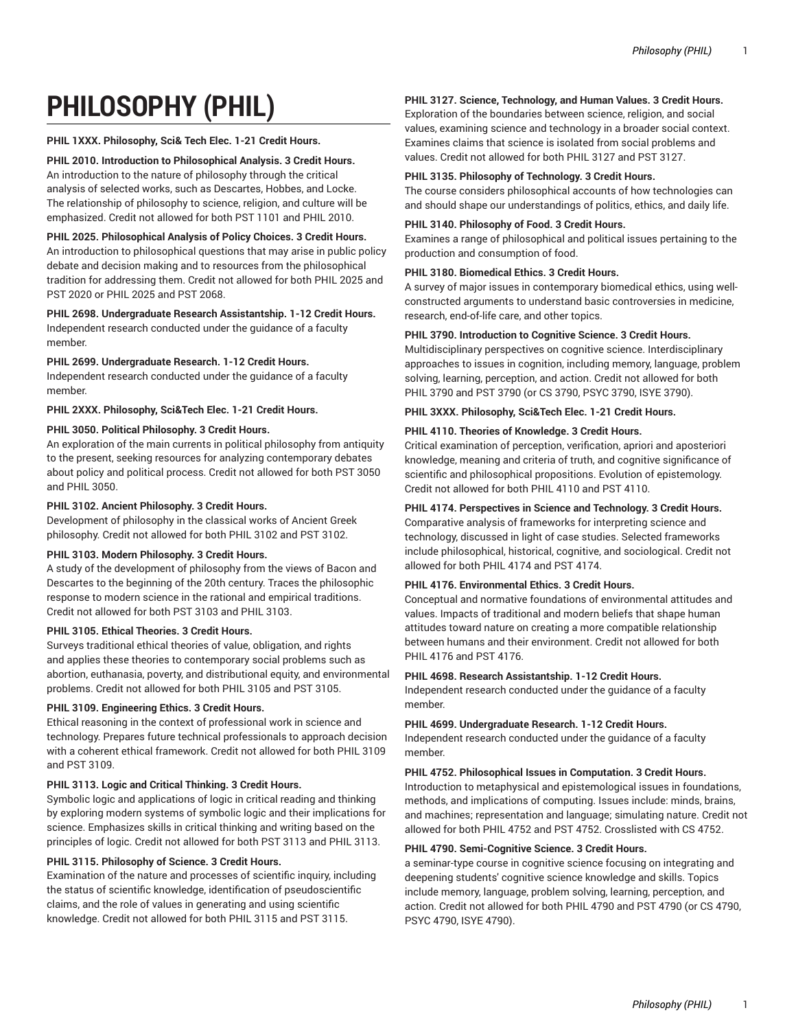# PHILOSOPHY (PHIL)

**PHIL 1XXX. Philosophy, Sci& Tech Elec. 1-21 Credit Hours.**

**PHIL 2010. Introduction to Philosophical Analysis. 3 Credit Hours.**
An introduction to the nature of philosophy through the critical analysis of selected works, such as Descartes, Hobbes, and Locke. The relationship of philosophy to science, religion, and culture will be emphasized. Credit not allowed for both PST 1101 and PHIL 2010.

**PHIL 2025. Philosophical Analysis of Policy Choices. 3 Credit Hours.**
An introduction to philosophical questions that may arise in public policy debate and decision making and to resources from the philosophical tradition for addressing them. Credit not allowed for both PHIL 2025 and PST 2020 or PHIL 2025 and PST 2068.

**PHIL 2698. Undergraduate Research Assistantship. 1-12 Credit Hours.**
Independent research conducted under the guidance of a faculty member.

**PHIL 2699. Undergraduate Research. 1-12 Credit Hours.**
Independent research conducted under the guidance of a faculty member.

**PHIL 2XXX. Philosophy, Sci&Tech Elec. 1-21 Credit Hours.**

**PHIL 3050. Political Philosophy. 3 Credit Hours.**
An exploration of the main currents in political philosophy from antiquity to the present, seeking resources for analyzing contemporary debates about policy and political process. Credit not allowed for both PST 3050 and PHIL 3050.

**PHIL 3102. Ancient Philosophy. 3 Credit Hours.**
Development of philosophy in the classical works of Ancient Greek philosophy. Credit not allowed for both PHIL 3102 and PST 3102.

**PHIL 3103. Modern Philosophy. 3 Credit Hours.**
A study of the development of philosophy from the views of Bacon and Descartes to the beginning of the 20th century. Traces the philosophic response to modern science in the rational and empirical traditions. Credit not allowed for both PST 3103 and PHIL 3103.

**PHIL 3105. Ethical Theories. 3 Credit Hours.**
Surveys traditional ethical theories of value, obligation, and rights and applies these theories to contemporary social problems such as abortion, euthanasia, poverty, and distributional equity, and environmental problems. Credit not allowed for both PHIL 3105 and PST 3105.

**PHIL 3109. Engineering Ethics. 3 Credit Hours.**
Ethical reasoning in the context of professional work in science and technology. Prepares future technical professionals to approach decision with a coherent ethical framework. Credit not allowed for both PHIL 3109 and PST 3109.

**PHIL 3113. Logic and Critical Thinking. 3 Credit Hours.**
Symbolic logic and applications of logic in critical reading and thinking by exploring modern systems of symbolic logic and their implications for science. Emphasizes skills in critical thinking and writing based on the principles of logic. Credit not allowed for both PST 3113 and PHIL 3113.

**PHIL 3115. Philosophy of Science. 3 Credit Hours.**
Examination of the nature and processes of scientific inquiry, including the status of scientific knowledge, identification of pseudoscientific claims, and the role of values in generating and using scientific knowledge. Credit not allowed for both PHIL 3115 and PST 3115.

**PHIL 3127. Science, Technology, and Human Values. 3 Credit Hours.**
Exploration of the boundaries between science, religion, and social values, examining science and technology in a broader social context. Examines claims that science is isolated from social problems and values. Credit not allowed for both PHIL 3127 and PST 3127.

**PHIL 3135. Philosophy of Technology. 3 Credit Hours.**
The course considers philosophical accounts of how technologies can and should shape our understandings of politics, ethics, and daily life.

**PHIL 3140. Philosophy of Food. 3 Credit Hours.**
Examines a range of philosophical and political issues pertaining to the production and consumption of food.

**PHIL 3180. Biomedical Ethics. 3 Credit Hours.**
A survey of major issues in contemporary biomedical ethics, using well-constructed arguments to understand basic controversies in medicine, research, end-of-life care, and other topics.

**PHIL 3790. Introduction to Cognitive Science. 3 Credit Hours.**
Multidisciplinary perspectives on cognitive science. Interdisciplinary approaches to issues in cognition, including memory, language, problem solving, learning, perception, and action. Credit not allowed for both PHIL 3790 and PST 3790 (or CS 3790, PSYC 3790, ISYE 3790).

**PHIL 3XXX. Philosophy, Sci&Tech Elec. 1-21 Credit Hours.**

**PHIL 4110. Theories of Knowledge. 3 Credit Hours.**
Critical examination of perception, verification, apriori and aposteriori knowledge, meaning and criteria of truth, and cognitive significance of scientific and philosophical propositions. Evolution of epistemology. Credit not allowed for both PHIL 4110 and PST 4110.

**PHIL 4174. Perspectives in Science and Technology. 3 Credit Hours.**
Comparative analysis of frameworks for interpreting science and technology, discussed in light of case studies. Selected frameworks include philosophical, historical, cognitive, and sociological. Credit not allowed for both PHIL 4174 and PST 4174.

**PHIL 4176. Environmental Ethics. 3 Credit Hours.**
Conceptual and normative foundations of environmental attitudes and values. Impacts of traditional and modern beliefs that shape human attitudes toward nature on creating a more compatible relationship between humans and their environment. Credit not allowed for both PHIL 4176 and PST 4176.

**PHIL 4698. Research Assistantship. 1-12 Credit Hours.**
Independent research conducted under the guidance of a faculty member.

**PHIL 4699. Undergraduate Research. 1-12 Credit Hours.**
Independent research conducted under the guidance of a faculty member.

**PHIL 4752. Philosophical Issues in Computation. 3 Credit Hours.**
Introduction to metaphysical and epistemological issues in foundations, methods, and implications of computing. Issues include: minds, brains, and machines; representation and language; simulating nature. Credit not allowed for both PHIL 4752 and PST 4752. Crosslisted with CS 4752.

**PHIL 4790. Semi-Cognitive Science. 3 Credit Hours.**
a seminar-type course in cognitive science focusing on integrating and deepening students' cognitive science knowledge and skills. Topics include memory, language, problem solving, learning, perception, and action. Credit not allowed for both PHIL 4790 and PST 4790 (or CS 4790, PSYC 4790, ISYE 4790).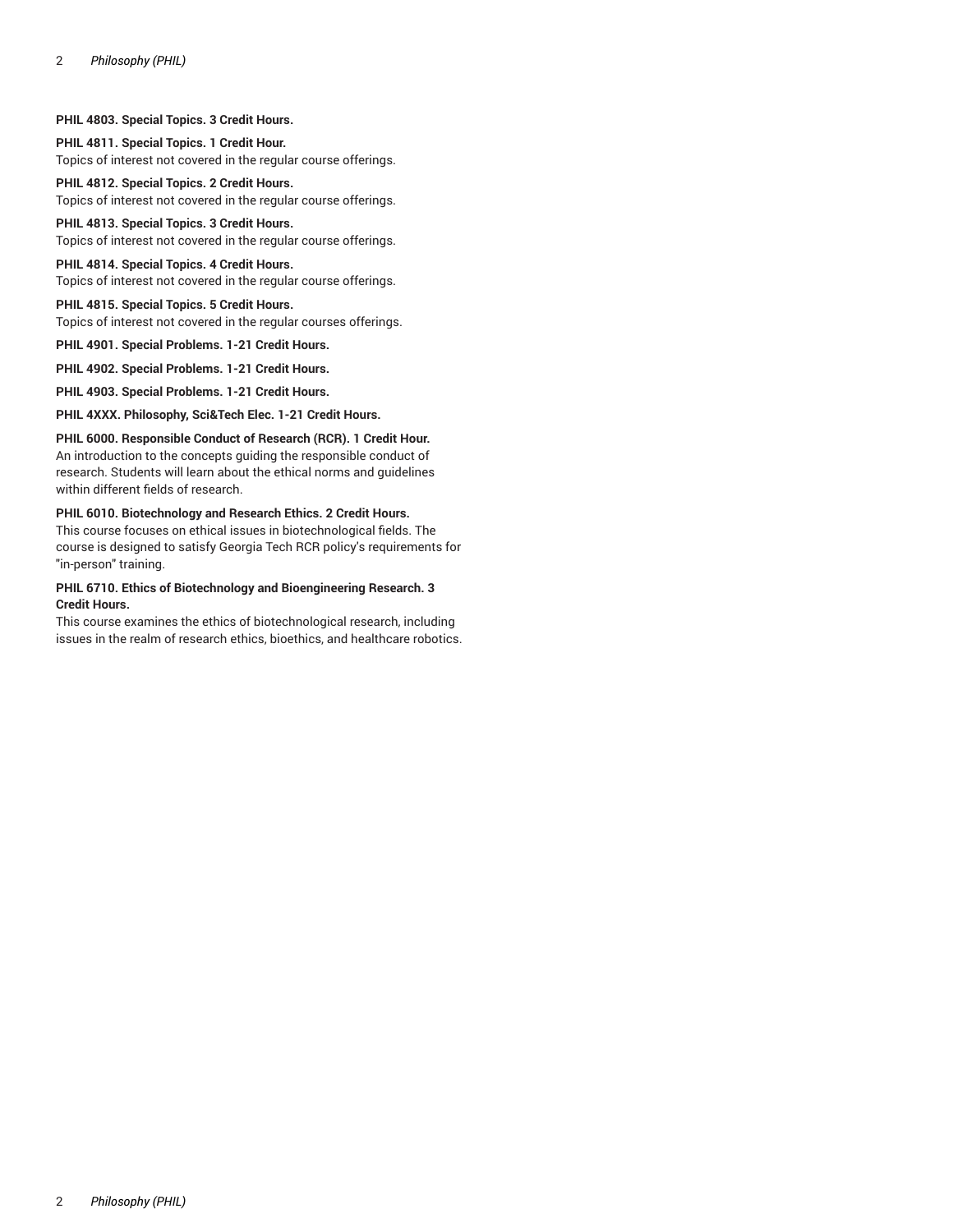**PHIL 4803. Special Topics. 3 Credit Hours.**

**PHIL 4811. Special Topics. 1 Credit Hour.**
Topics of interest not covered in the regular course offerings.

**PHIL 4812. Special Topics. 2 Credit Hours.**
Topics of interest not covered in the regular course offerings.

**PHIL 4813. Special Topics. 3 Credit Hours.**
Topics of interest not covered in the regular course offerings.

**PHIL 4814. Special Topics. 4 Credit Hours.**
Topics of interest not covered in the regular course offerings.

**PHIL 4815. Special Topics. 5 Credit Hours.**
Topics of interest not covered in the regular courses offerings.

**PHIL 4901. Special Problems. 1-21 Credit Hours.**

**PHIL 4902. Special Problems. 1-21 Credit Hours.**

**PHIL 4903. Special Problems. 1-21 Credit Hours.**

**PHIL 4XXX. Philosophy, Sci&Tech Elec. 1-21 Credit Hours.**

**PHIL 6000. Responsible Conduct of Research (RCR). 1 Credit Hour.**
An introduction to the concepts guiding the responsible conduct of research. Students will learn about the ethical norms and guidelines within different fields of research.

**PHIL 6010. Biotechnology and Research Ethics. 2 Credit Hours.**
This course focuses on ethical issues in biotechnological fields. The course is designed to satisfy Georgia Tech RCR policy's requirements for "in-person" training.

**PHIL 6710. Ethics of Biotechnology and Bioengineering Research. 3 Credit Hours.**
This course examines the ethics of biotechnological research, including issues in the realm of research ethics, bioethics, and healthcare robotics.